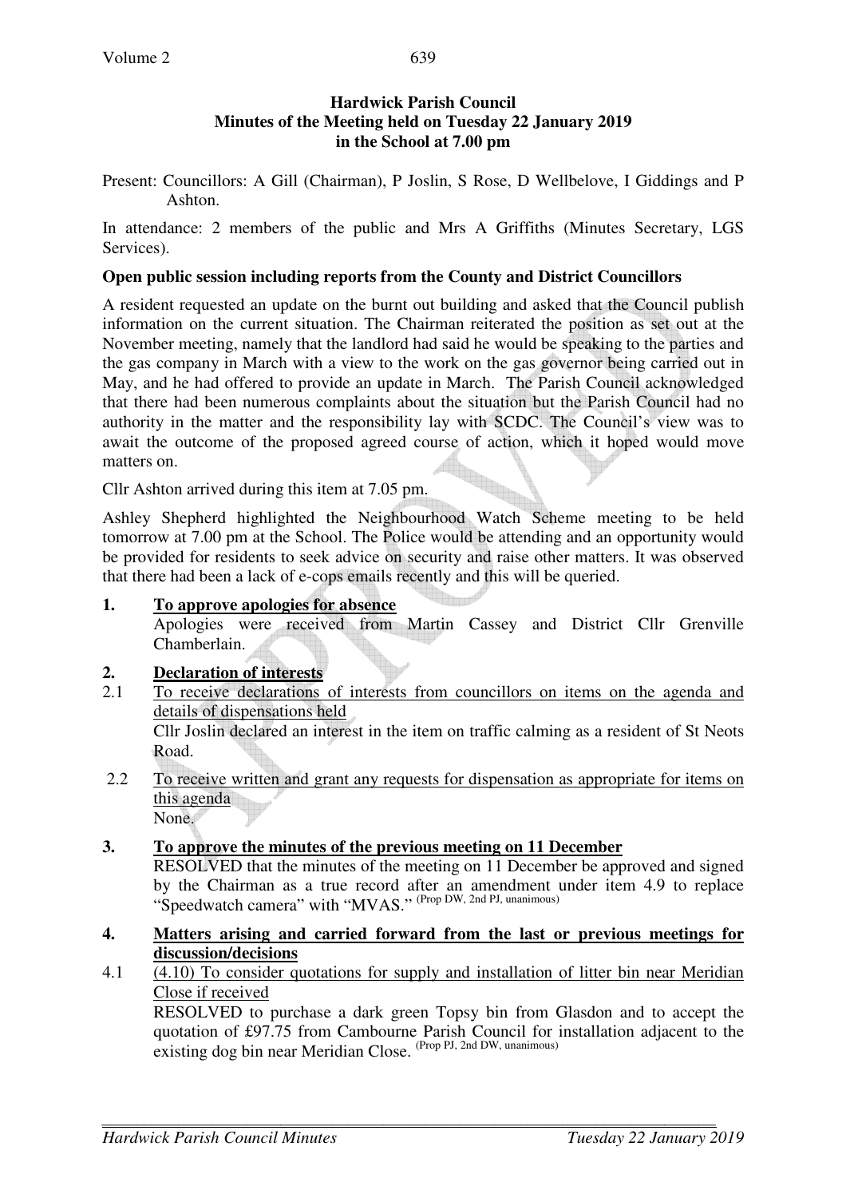# Hardwick Parish Council
## Minutes of the Meeting held on Tuesday 22 January 2019 in the School at 7.00 pm

Present: Councillors: A Gill (Chairman), P Joslin, S Rose, D Wellbelove, I Giddings and P Ashton.

In attendance: 2 members of the public and Mrs A Griffiths (Minutes Secretary, LGS Services).

**Open public session including reports from the County and District Councillors**

A resident requested an update on the burnt out building and asked that the Council publish information on the current situation. The Chairman reiterated the position as set out at the November meeting, namely that the landlord had said he would be speaking to the parties and the gas company in March with a view to the work on the gas governor being carried out in May, and he had offered to provide an update in March. The Parish Council acknowledged that there had been numerous complaints about the situation but the Parish Council had no authority in the matter and the responsibility lay with SCDC. The Council's view was to await the outcome of the proposed agreed course of action, which it hoped would move matters on.

Cllr Ashton arrived during this item at 7.05 pm.

Ashley Shepherd highlighted the Neighbourhood Watch Scheme meeting to be held tomorrow at 7.00 pm at the School. The Police would be attending and an opportunity would be provided for residents to seek advice on security and raise other matters. It was observed that there had been a lack of e-cops emails recently and this will be queried.

**1. To approve apologies for absence**

Apologies were received from Martin Cassey and District Cllr Grenville Chamberlain.

**2. Declaration of interests**

2.1 To receive declarations of interests from councillors on items on the agenda and details of dispensations held

Cllr Joslin declared an interest in the item on traffic calming as a resident of St Neots Road.

2.2 To receive written and grant any requests for dispensation as appropriate for items on this agenda

None.

**3. To approve the minutes of the previous meeting on 11 December**

RESOLVED that the minutes of the meeting on 11 December be approved and signed by the Chairman as a true record after an amendment under item 4.9 to replace "Speedwatch camera" with "MVAS." (Prop DW, 2nd PJ, unanimous)

**4. Matters arising and carried forward from the last or previous meetings for discussion/decisions**

4.1 (4.10) To consider quotations for supply and installation of litter bin near Meridian Close if received

RESOLVED to purchase a dark green Topsy bin from Glasdon and to accept the quotation of £97.75 from Cambourne Parish Council for installation adjacent to the existing dog bin near Meridian Close. (Prop PJ, 2nd DW, unanimous)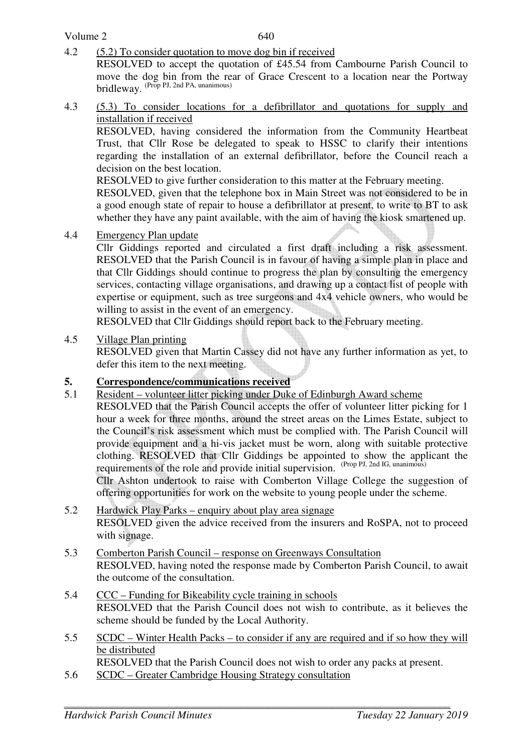4.2 (5.2) To consider quotation to move dog bin if received

RESOLVED to accept the quotation of £45.54 from Cambourne Parish Council to move the dog bin from the rear of Grace Crescent to a location near the Portway bridleway. (Prop PJ, 2nd PA, unanimous)

4.3 (5.3) To consider locations for a defibrillator and quotations for supply and installation if received

RESOLVED, having considered the information from the Community Heartbeat Trust, that Cllr Rose be delegated to speak to HSSC to clarify their intentions regarding the installation of an external defibrillator, before the Council reach a decision on the best location.

RESOLVED to give further consideration to this matter at the February meeting.

RESOLVED, given that the telephone box in Main Street was not considered to be in a good enough state of repair to house a defibrillator at present, to write to BT to ask whether they have any paint available, with the aim of having the kiosk smartened up.

4.4 Emergency Plan update

Cllr Giddings reported and circulated a first draft including a risk assessment. RESOLVED that the Parish Council is in favour of having a simple plan in place and that Cllr Giddings should continue to progress the plan by consulting the emergency services, contacting village organisations, and drawing up a contact list of people with expertise or equipment, such as tree surgeons and 4x4 vehicle owners, who would be willing to assist in the event of an emergency.

RESOLVED that Cllr Giddings should report back to the February meeting.

4.5 Village Plan printing

RESOLVED given that Martin Cassey did not have any further information as yet, to defer this item to the next meeting.

## 5. Correspondence/communications received

5.1 Resident – volunteer litter picking under Duke of Edinburgh Award scheme

RESOLVED that the Parish Council accepts the offer of volunteer litter picking for 1 hour a week for three months, around the street areas on the Limes Estate, subject to the Council's risk assessment which must be complied with. The Parish Council will provide equipment and a hi-vis jacket must be worn, along with suitable protective clothing. RESOLVED that Cllr Giddings be appointed to show the applicant the requirements of the role and provide initial supervision. (Prop PJ, 2nd IG, unanimous)

Cllr Ashton undertook to raise with Comberton Village College the suggestion of offering opportunities for work on the website to young people under the scheme.

5.2 Hardwick Play Parks – enquiry about play area signage

RESOLVED given the advice received from the insurers and RoSPA, not to proceed with signage.

5.3 Comberton Parish Council – response on Greenways Consultation

RESOLVED, having noted the response made by Comberton Parish Council, to await the outcome of the consultation.

5.4 CCC – Funding for Bikeability cycle training in schools

RESOLVED that the Parish Council does not wish to contribute, as it believes the scheme should be funded by the Local Authority.

5.5 SCDC – Winter Health Packs – to consider if any are required and if so how they will be distributed

RESOLVED that the Parish Council does not wish to order any packs at present.

5.6 SCDC – Greater Cambridge Housing Strategy consultation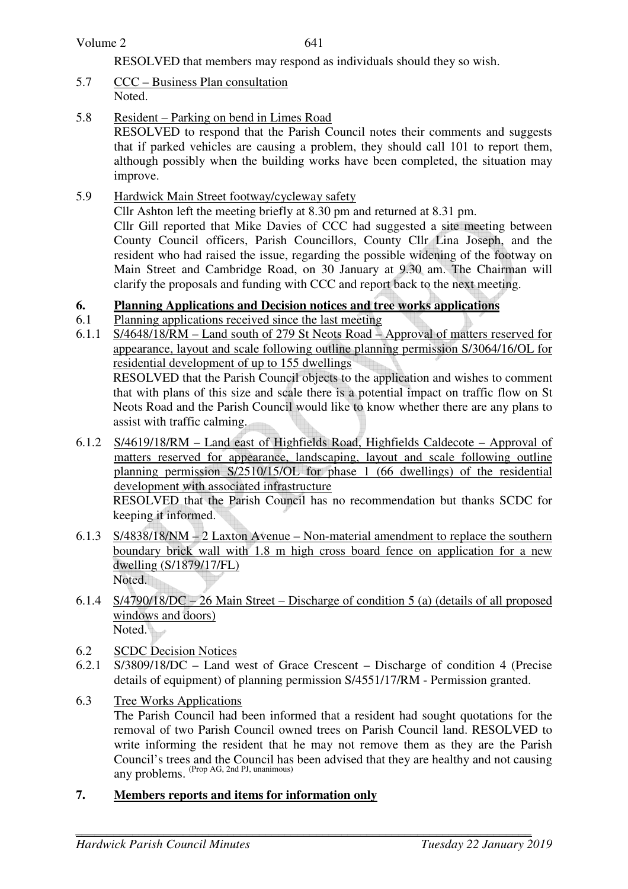RESOLVED that members may respond as individuals should they so wish.

5.7 CCC – Business Plan consultation
Noted.

5.8 Resident – Parking on bend in Limes Road
RESOLVED to respond that the Parish Council notes their comments and suggests that if parked vehicles are causing a problem, they should call 101 to report them, although possibly when the building works have been completed, the situation may improve.

5.9 Hardwick Main Street footway/cycleway safety
Cllr Ashton left the meeting briefly at 8.30 pm and returned at 8.31 pm.
Cllr Gill reported that Mike Davies of CCC had suggested a site meeting between County Council officers, Parish Councillors, County Cllr Lina Joseph, and the resident who had raised the issue, regarding the possible widening of the footway on Main Street and Cambridge Road, on 30 January at 9.30 am. The Chairman will clarify the proposals and funding with CCC and report back to the next meeting.

## 6. Planning Applications and Decision notices and tree works applications

6.1 Planning applications received since the last meeting

6.1.1 S/4648/18/RM – Land south of 279 St Neots Road – Approval of matters reserved for appearance, layout and scale following outline planning permission S/3064/16/OL for residential development of up to 155 dwellings
RESOLVED that the Parish Council objects to the application and wishes to comment that with plans of this size and scale there is a potential impact on traffic flow on St Neots Road and the Parish Council would like to know whether there are any plans to assist with traffic calming.

6.1.2 S/4619/18/RM – Land east of Highfields Road, Highfields Caldecote – Approval of matters reserved for appearance, landscaping, layout and scale following outline planning permission S/2510/15/OL for phase 1 (66 dwellings) of the residential development with associated infrastructure
RESOLVED that the Parish Council has no recommendation but thanks SCDC for keeping it informed.

6.1.3 S/4838/18/NM – 2 Laxton Avenue – Non-material amendment to replace the southern boundary brick wall with 1.8 m high cross board fence on application for a new dwelling (S/1879/17/FL)
Noted.

6.1.4 S/4790/18/DC – 26 Main Street – Discharge of condition 5 (a) (details of all proposed windows and doors)
Noted.

6.2 SCDC Decision Notices

6.2.1 S/3809/18/DC – Land west of Grace Crescent – Discharge of condition 4 (Precise details of equipment) of planning permission S/4551/17/RM - Permission granted.

6.3 Tree Works Applications
The Parish Council had been informed that a resident had sought quotations for the removal of two Parish Council owned trees on Parish Council land. RESOLVED to write informing the resident that he may not remove them as they are the Parish Council's trees and the Council has been advised that they are healthy and not causing any problems. (Prop AG, 2nd PJ, unanimous)

## 7. Members reports and items for information only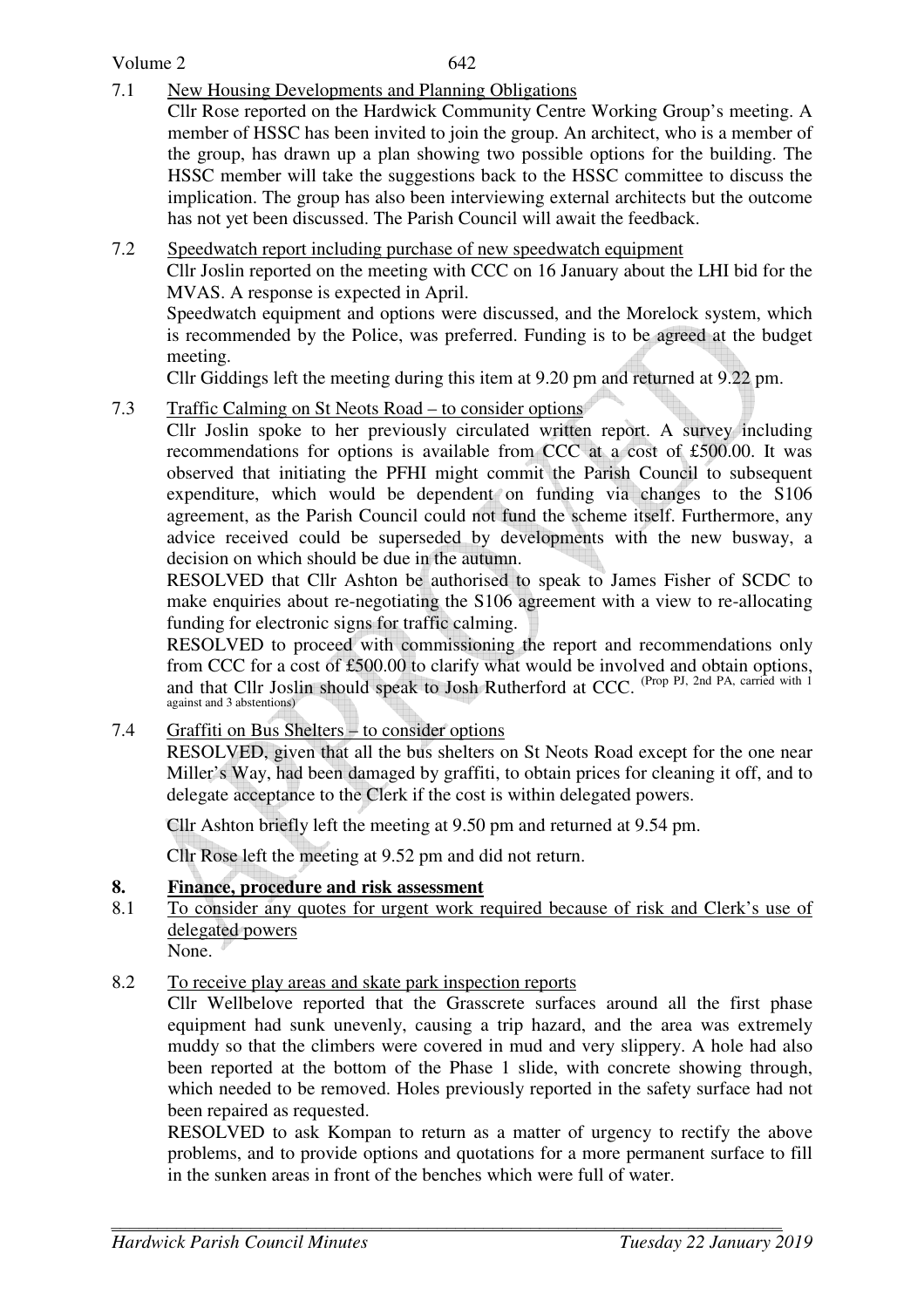7.1 New Housing Developments and Planning Obligations

Cllr Rose reported on the Hardwick Community Centre Working Group's meeting. A member of HSSC has been invited to join the group. An architect, who is a member of the group, has drawn up a plan showing two possible options for the building. The HSSC member will take the suggestions back to the HSSC committee to discuss the implication. The group has also been interviewing external architects but the outcome has not yet been discussed. The Parish Council will await the feedback.

7.2 Speedwatch report including purchase of new speedwatch equipment

Cllr Joslin reported on the meeting with CCC on 16 January about the LHI bid for the MVAS. A response is expected in April.

Speedwatch equipment and options were discussed, and the Morelock system, which is recommended by the Police, was preferred. Funding is to be agreed at the budget meeting.

Cllr Giddings left the meeting during this item at 9.20 pm and returned at 9.22 pm.

7.3 Traffic Calming on St Neots Road – to consider options

Cllr Joslin spoke to her previously circulated written report. A survey including recommendations for options is available from CCC at a cost of £500.00. It was observed that initiating the PFHI might commit the Parish Council to subsequent expenditure, which would be dependent on funding via changes to the S106 agreement, as the Parish Council could not fund the scheme itself. Furthermore, any advice received could be superseded by developments with the new busway, a decision on which should be due in the autumn.

RESOLVED that Cllr Ashton be authorised to speak to James Fisher of SCDC to make enquiries about re-negotiating the S106 agreement with a view to re-allocating funding for electronic signs for traffic calming.

RESOLVED to proceed with commissioning the report and recommendations only from CCC for a cost of £500.00 to clarify what would be involved and obtain options, and that Cllr Joslin should speak to Josh Rutherford at CCC. (Prop PJ, 2nd PA, carried with 1 against and 3 abstentions)

7.4 Graffiti on Bus Shelters – to consider options

RESOLVED, given that all the bus shelters on St Neots Road except for the one near Miller's Way, had been damaged by graffiti, to obtain prices for cleaning it off, and to delegate acceptance to the Clerk if the cost is within delegated powers.

Cllr Ashton briefly left the meeting at 9.50 pm and returned at 9.54 pm.

Cllr Rose left the meeting at 9.52 pm and did not return.

## 8. Finance, procedure and risk assessment

8.1 To consider any quotes for urgent work required because of risk and Clerk's use of delegated powers

None.

8.2 To receive play areas and skate park inspection reports

Cllr Wellbelove reported that the Grasscrete surfaces around all the first phase equipment had sunk unevenly, causing a trip hazard, and the area was extremely muddy so that the climbers were covered in mud and very slippery. A hole had also been reported at the bottom of the Phase 1 slide, with concrete showing through, which needed to be removed. Holes previously reported in the safety surface had not been repaired as requested.

RESOLVED to ask Kompan to return as a matter of urgency to rectify the above problems, and to provide options and quotations for a more permanent surface to fill in the sunken areas in front of the benches which were full of water.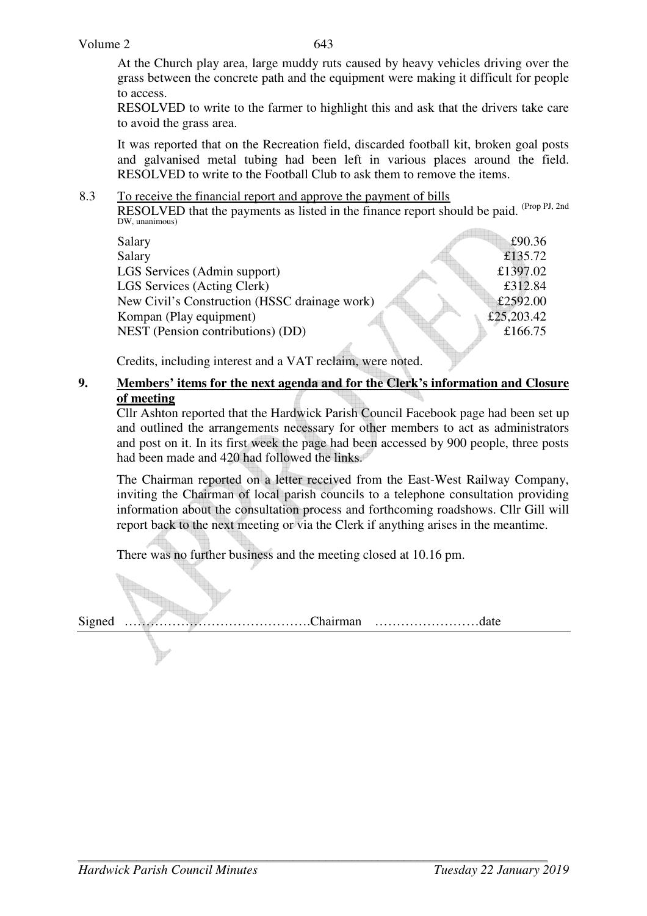At the Church play area, large muddy ruts caused by heavy vehicles driving over the grass between the concrete path and the equipment were making it difficult for people to access.

RESOLVED to write to the farmer to highlight this and ask that the drivers take care to avoid the grass area.

It was reported that on the Recreation field, discarded football kit, broken goal posts and galvanised metal tubing had been left in various places around the field. RESOLVED to write to the Football Club to ask them to remove the items.

8.3 To receive the financial report and approve the payment of bills

RESOLVED that the payments as listed in the finance report should be paid. (Prop PJ, 2nd DW, unanimous)

| | |
|---|---|
| Salary | £90.36 |
| Salary | £135.72 |
| LGS Services (Admin support) | £1397.02 |
| LGS Services (Acting Clerk) | £312.84 |
| New Civil's Construction (HSSC drainage work) | £2592.00 |
| Kompan (Play equipment) | £25,203.42 |
| NEST (Pension contributions) (DD) | £166.75 |

Credits, including interest and a VAT reclaim, were noted.

## 9. Members' items for the next agenda and for the Clerk's information and Closure of meeting

Cllr Ashton reported that the Hardwick Parish Council Facebook page had been set up and outlined the arrangements necessary for other members to act as administrators and post on it. In its first week the page had been accessed by 900 people, three posts had been made and 420 had followed the links.

The Chairman reported on a letter received from the East-West Railway Company, inviting the Chairman of local parish councils to a telephone consultation providing information about the consultation process and forthcoming roadshows. Cllr Gill will report back to the next meeting or via the Clerk if anything arises in the meantime.

There was no further business and the meeting closed at 10.16 pm.

Signed …………………………………….Chairman ……………………date